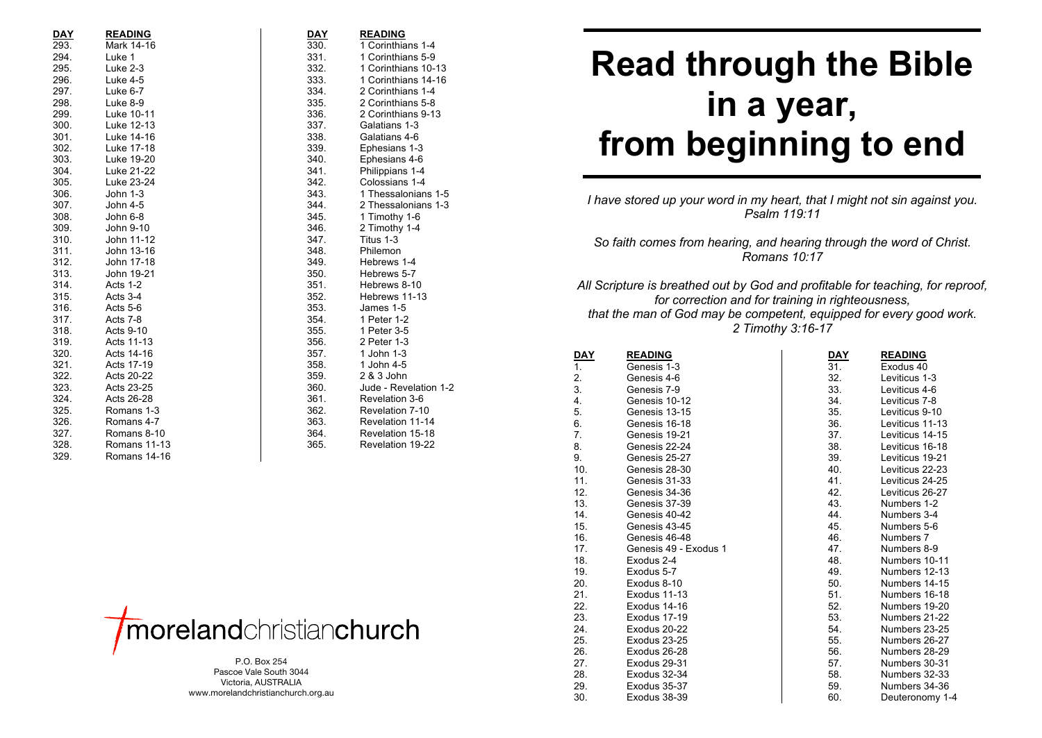| DAY | READING |
|---|---|
| 293. | Mark 14-16 |
| 294. | Luke 1 |
| 295. | Luke 2-3 |
| 296. | Luke 4-5 |
| 297. | Luke 6-7 |
| 298. | Luke 8-9 |
| 299. | Luke 10-11 |
| 300. | Luke 12-13 |
| 301. | Luke 14-16 |
| 302. | Luke 17-18 |
| 303. | Luke 19-20 |
| 304. | Luke 21-22 |
| 305. | Luke 23-24 |
| 306. | John 1-3 |
| 307. | John 4-5 |
| 308. | John 6-8 |
| 309. | John 9-10 |
| 310. | John 11-12 |
| 311. | John 13-16 |
| 312. | John 17-18 |
| 313. | John 19-21 |
| 314. | Acts 1-2 |
| 315. | Acts 3-4 |
| 316. | Acts 5-6 |
| 317. | Acts 7-8 |
| 318. | Acts 9-10 |
| 319. | Acts 11-13 |
| 320. | Acts 14-16 |
| 321. | Acts 17-19 |
| 322. | Acts 20-22 |
| 323. | Acts 23-25 |
| 324. | Acts 26-28 |
| 325. | Romans 1-3 |
| 326. | Romans 4-7 |
| 327. | Romans 8-10 |
| 328. | Romans 11-13 |
| 329. | Romans 14-16 |

| DAY | READING |
|---|---|
| 330. | 1 Corinthians 1-4 |
| 331. | 1 Corinthians 5-9 |
| 332. | 1 Corinthians 10-13 |
| 333. | 1 Corinthians 14-16 |
| 334. | 2 Corinthians 1-4 |
| 335. | 2 Corinthians 5-8 |
| 336. | 2 Corinthians 9-13 |
| 337. | Galatians 1-3 |
| 338. | Galatians 4-6 |
| 339. | Ephesians 1-3 |
| 340. | Ephesians 4-6 |
| 341. | Philippians 1-4 |
| 342. | Colossians 1-4 |
| 343. | 1 Thessalonians 1-5 |
| 344. | 2 Thessalonians 1-3 |
| 345. | 1 Timothy 1-6 |
| 346. | 2 Timothy 1-4 |
| 347. | Titus 1-3 |
| 348. | Philemon |
| 349. | Hebrews 1-4 |
| 350. | Hebrews 5-7 |
| 351. | Hebrews 8-10 |
| 352. | Hebrews 11-13 |
| 353. | James 1-5 |
| 354. | 1 Peter 1-2 |
| 355. | 1 Peter 3-5 |
| 356. | 2 Peter 1-3 |
| 357. | 1 John 1-3 |
| 358. | 1 John 4-5 |
| 359. | 2 & 3 John |
| 360. | Jude - Revelation 1-2 |
| 361. | Revelation 3-6 |
| 362. | Revelation 7-10 |
| 363. | Revelation 11-14 |
| 364. | Revelation 15-18 |
| 365. | Revelation 19-22 |

morelandchristianchurch

P.O. Box 254
Pascoe Vale South 3044
Victoria, AUSTRALIA
www.morelandchristianchurch.org.au

# Read through the Bible in a year, from beginning to end

*I have stored up your word in my heart, that I might not sin against you.*
*Psalm 119:11*

*So faith comes from hearing, and hearing through the word of Christ.*
*Romans 10:17*

*All Scripture is breathed out by God and profitable for teaching, for reproof, for correction and for training in righteousness, that the man of God may be competent, equipped for every good work.*
*2 Timothy 3:16-17*

| DAY | READING |
|---|---|
| 1. | Genesis 1-3 |
| 2. | Genesis 4-6 |
| 3. | Genesis 7-9 |
| 4. | Genesis 10-12 |
| 5. | Genesis 13-15 |
| 6. | Genesis 16-18 |
| 7. | Genesis 19-21 |
| 8. | Genesis 22-24 |
| 9. | Genesis 25-27 |
| 10. | Genesis 28-30 |
| 11. | Genesis 31-33 |
| 12. | Genesis 34-36 |
| 13. | Genesis 37-39 |
| 14. | Genesis 40-42 |
| 15. | Genesis 43-45 |
| 16. | Genesis 46-48 |
| 17. | Genesis 49 - Exodus 1 |
| 18. | Exodus 2-4 |
| 19. | Exodus 5-7 |
| 20. | Exodus 8-10 |
| 21. | Exodus 11-13 |
| 22. | Exodus 14-16 |
| 23. | Exodus 17-19 |
| 24. | Exodus 20-22 |
| 25. | Exodus 23-25 |
| 26. | Exodus 26-28 |
| 27. | Exodus 29-31 |
| 28. | Exodus 32-34 |
| 29. | Exodus 35-37 |
| 30. | Exodus 38-39 |

| DAY | READING |
|---|---|
| 31. | Exodus 40 |
| 32. | Leviticus 1-3 |
| 33. | Leviticus 4-6 |
| 34. | Leviticus 7-8 |
| 35. | Leviticus 9-10 |
| 36. | Leviticus 11-13 |
| 37. | Leviticus 14-15 |
| 38. | Leviticus 16-18 |
| 39. | Leviticus 19-21 |
| 40. | Leviticus 22-23 |
| 41. | Leviticus 24-25 |
| 42. | Leviticus 26-27 |
| 43. | Numbers 1-2 |
| 44. | Numbers 3-4 |
| 45. | Numbers 5-6 |
| 46. | Numbers 7 |
| 47. | Numbers 8-9 |
| 48. | Numbers 10-11 |
| 49. | Numbers 12-13 |
| 50. | Numbers 14-15 |
| 51. | Numbers 16-18 |
| 52. | Numbers 19-20 |
| 53. | Numbers 21-22 |
| 54. | Numbers 23-25 |
| 55. | Numbers 26-27 |
| 56. | Numbers 28-29 |
| 57. | Numbers 30-31 |
| 58. | Numbers 32-33 |
| 59. | Numbers 34-36 |
| 60. | Deuteronomy 1-4 |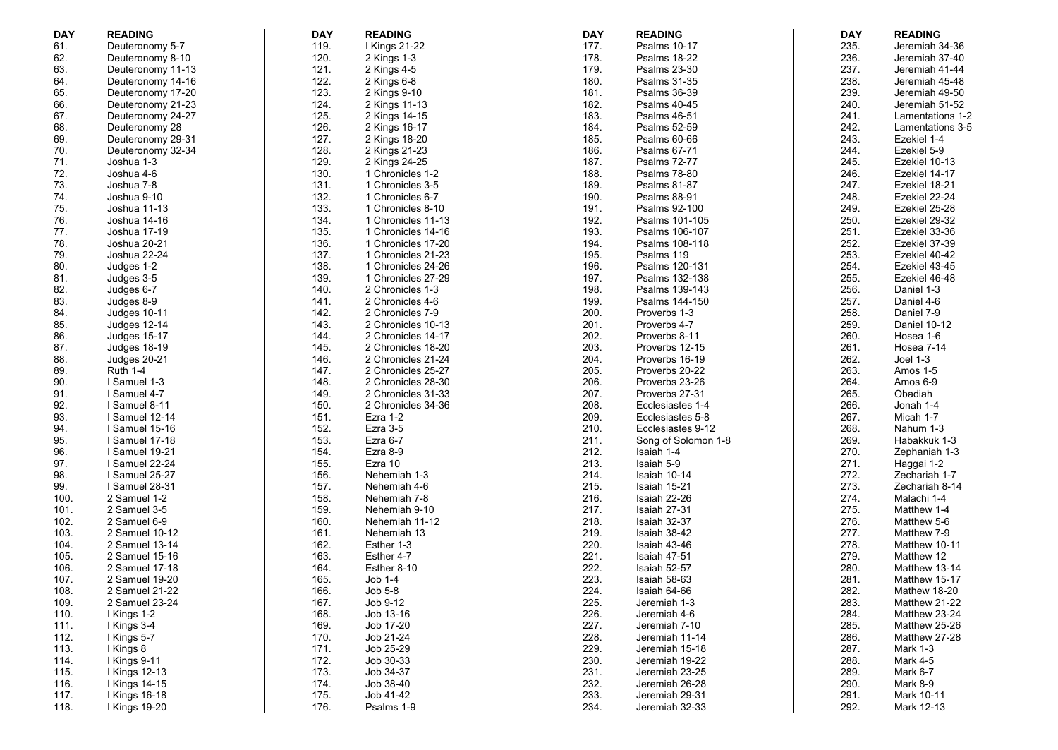| DAY | READING |
|---|---|
| 61. | Deuteronomy 5-7 |
| 62. | Deuteronomy 8-10 |
| 63. | Deuteronomy 11-13 |
| 64. | Deuteronomy 14-16 |
| 65. | Deuteronomy 17-20 |
| 66. | Deuteronomy 21-23 |
| 67. | Deuteronomy 24-27 |
| 68. | Deuteronomy 28 |
| 69. | Deuteronomy 29-31 |
| 70. | Deuteronomy 32-34 |
| 71. | Joshua 1-3 |
| 72. | Joshua 4-6 |
| 73. | Joshua 7-8 |
| 74. | Joshua 9-10 |
| 75. | Joshua 11-13 |
| 76. | Joshua 14-16 |
| 77. | Joshua 17-19 |
| 78. | Joshua 20-21 |
| 79. | Joshua 22-24 |
| 80. | Judges 1-2 |
| 81. | Judges 3-5 |
| 82. | Judges 6-7 |
| 83. | Judges 8-9 |
| 84. | Judges 10-11 |
| 85. | Judges 12-14 |
| 86. | Judges 15-17 |
| 87. | Judges 18-19 |
| 88. | Judges 20-21 |
| 89. | Ruth 1-4 |
| 90. | I Samuel 1-3 |
| 91. | I Samuel 4-7 |
| 92. | I Samuel 8-11 |
| 93. | I Samuel 12-14 |
| 94. | I Samuel 15-16 |
| 95. | I Samuel 17-18 |
| 96. | I Samuel 19-21 |
| 97. | I Samuel 22-24 |
| 98. | I Samuel 25-27 |
| 99. | I Samuel 28-31 |
| 100. | 2 Samuel 1-2 |
| 101. | 2 Samuel 3-5 |
| 102. | 2 Samuel 6-9 |
| 103. | 2 Samuel 10-12 |
| 104. | 2 Samuel 13-14 |
| 105. | 2 Samuel 15-16 |
| 106. | 2 Samuel 17-18 |
| 107. | 2 Samuel 19-20 |
| 108. | 2 Samuel 21-22 |
| 109. | 2 Samuel 23-24 |
| 110. | I Kings 1-2 |
| 111. | I Kings 3-4 |
| 112. | I Kings 5-7 |
| 113. | I Kings 8 |
| 114. | I Kings 9-11 |
| 115. | I Kings 12-13 |
| 116. | I Kings 14-15 |
| 117. | I Kings 16-18 |
| 118. | I Kings 19-20 |

| DAY | READING |
|---|---|
| 119. | I Kings 21-22 |
| 120. | 2 Kings 1-3 |
| 121. | 2 Kings 4-5 |
| 122. | 2 Kings 6-8 |
| 123. | 2 Kings 9-10 |
| 124. | 2 Kings 11-13 |
| 125. | 2 Kings 14-15 |
| 126. | 2 Kings 16-17 |
| 127. | 2 Kings 18-20 |
| 128. | 2 Kings 21-23 |
| 129. | 2 Kings 24-25 |
| 130. | 1 Chronicles 1-2 |
| 131. | 1 Chronicles 3-5 |
| 132. | 1 Chronicles 6-7 |
| 133. | 1 Chronicles 8-10 |
| 134. | 1 Chronicles 11-13 |
| 135. | 1 Chronicles 14-16 |
| 136. | 1 Chronicles 17-20 |
| 137. | 1 Chronicles 21-23 |
| 138. | 1 Chronicles 24-26 |
| 139. | 1 Chronicles 27-29 |
| 140. | 2 Chronicles 1-3 |
| 141. | 2 Chronicles 4-6 |
| 142. | 2 Chronicles 7-9 |
| 143. | 2 Chronicles 10-13 |
| 144. | 2 Chronicles 14-17 |
| 145. | 2 Chronicles 18-20 |
| 146. | 2 Chronicles 21-24 |
| 147. | 2 Chronicles 25-27 |
| 148. | 2 Chronicles 28-30 |
| 149. | 2 Chronicles 31-33 |
| 150. | 2 Chronicles 34-36 |
| 151. | Ezra 1-2 |
| 152. | Ezra 3-5 |
| 153. | Ezra 6-7 |
| 154. | Ezra 8-9 |
| 155. | Ezra 10 |
| 156. | Nehemiah 1-3 |
| 157. | Nehemiah 4-6 |
| 158. | Nehemiah 7-8 |
| 159. | Nehemiah 9-10 |
| 160. | Nehemiah 11-12 |
| 161. | Nehemiah 13 |
| 162. | Esther 1-3 |
| 163. | Esther 4-7 |
| 164. | Esther 8-10 |
| 165. | Job 1-4 |
| 166. | Job 5-8 |
| 167. | Job 9-12 |
| 168. | Job 13-16 |
| 169. | Job 17-20 |
| 170. | Job 21-24 |
| 171. | Job 25-29 |
| 172. | Job 30-33 |
| 173. | Job 34-37 |
| 174. | Job 38-40 |
| 175. | Job 41-42 |
| 176. | Psalms 1-9 |

| DAY | READING |
|---|---|
| 177. | Psalms 10-17 |
| 178. | Psalms 18-22 |
| 179. | Psalms 23-30 |
| 180. | Psalms 31-35 |
| 181. | Psalms 36-39 |
| 182. | Psalms 40-45 |
| 183. | Psalms 46-51 |
| 184. | Psalms 52-59 |
| 185. | Psalms 60-66 |
| 186. | Psalms 67-71 |
| 187. | Psalms 72-77 |
| 188. | Psalms 78-80 |
| 189. | Psalms 81-87 |
| 190. | Psalms 88-91 |
| 191. | Psalms 92-100 |
| 192. | Psalms 101-105 |
| 193. | Psalms 106-107 |
| 194. | Psalms 108-118 |
| 195. | Psalms 119 |
| 196. | Psalms 120-131 |
| 197. | Psalms 132-138 |
| 198. | Psalms 139-143 |
| 199. | Psalms 144-150 |
| 200. | Proverbs 1-3 |
| 201. | Proverbs 4-7 |
| 202. | Proverbs 8-11 |
| 203. | Proverbs 12-15 |
| 204. | Proverbs 16-19 |
| 205. | Proverbs 20-22 |
| 206. | Proverbs 23-26 |
| 207. | Proverbs 27-31 |
| 208. | Ecclesiastes 1-4 |
| 209. | Ecclesiastes 5-8 |
| 210. | Ecclesiastes 9-12 |
| 211. | Song of Solomon 1-8 |
| 212. | Isaiah 1-4 |
| 213. | Isaiah 5-9 |
| 214. | Isaiah 10-14 |
| 215. | Isaiah 15-21 |
| 216. | Isaiah 22-26 |
| 217. | Isaiah 27-31 |
| 218. | Isaiah 32-37 |
| 219. | Isaiah 38-42 |
| 220. | Isaiah 43-46 |
| 221. | Isaiah 47-51 |
| 222. | Isaiah 52-57 |
| 223. | Isaiah 58-63 |
| 224. | Isaiah 64-66 |
| 225. | Jeremiah 1-3 |
| 226. | Jeremiah 4-6 |
| 227. | Jeremiah 7-10 |
| 228. | Jeremiah 11-14 |
| 229. | Jeremiah 15-18 |
| 230. | Jeremiah 19-22 |
| 231. | Jeremiah 23-25 |
| 232. | Jeremiah 26-28 |
| 233. | Jeremiah 29-31 |
| 234. | Jeremiah 32-33 |

| DAY | READING |
|---|---|
| 235. | Jeremiah 34-36 |
| 236. | Jeremiah 37-40 |
| 237. | Jeremiah 41-44 |
| 238. | Jeremiah 45-48 |
| 239. | Jeremiah 49-50 |
| 240. | Jeremiah 51-52 |
| 241. | Lamentations 1-2 |
| 242. | Lamentations 3-5 |
| 243. | Ezekiel 1-4 |
| 244. | Ezekiel 5-9 |
| 245. | Ezekiel 10-13 |
| 246. | Ezekiel 14-17 |
| 247. | Ezekiel 18-21 |
| 248. | Ezekiel 22-24 |
| 249. | Ezekiel 25-28 |
| 250. | Ezekiel 29-32 |
| 251. | Ezekiel 33-36 |
| 252. | Ezekiel 37-39 |
| 253. | Ezekiel 40-42 |
| 254. | Ezekiel 43-45 |
| 255. | Ezekiel 46-48 |
| 256. | Daniel 1-3 |
| 257. | Daniel 4-6 |
| 258. | Daniel 7-9 |
| 259. | Daniel 10-12 |
| 260. | Hosea 1-6 |
| 261. | Hosea 7-14 |
| 262. | Joel 1-3 |
| 263. | Amos 1-5 |
| 264. | Amos 6-9 |
| 265. | Obadiah |
| 266. | Jonah 1-4 |
| 267. | Micah 1-7 |
| 268. | Nahum 1-3 |
| 269. | Habakkuk 1-3 |
| 270. | Zephaniah 1-3 |
| 271. | Haggai 1-2 |
| 272. | Zechariah 1-7 |
| 273. | Zechariah 8-14 |
| 274. | Malachi 1-4 |
| 275. | Matthew 1-4 |
| 276. | Matthew 5-6 |
| 277. | Matthew 7-9 |
| 278. | Matthew 10-11 |
| 279. | Matthew 12 |
| 280. | Matthew 13-14 |
| 281. | Matthew 15-17 |
| 282. | Mathew 18-20 |
| 283. | Matthew 21-22 |
| 284. | Matthew 23-24 |
| 285. | Matthew 25-26 |
| 286. | Matthew 27-28 |
| 287. | Mark 1-3 |
| 288. | Mark 4-5 |
| 289. | Mark 6-7 |
| 290. | Mark 8-9 |
| 291. | Mark 10-11 |
| 292. | Mark 12-13 |